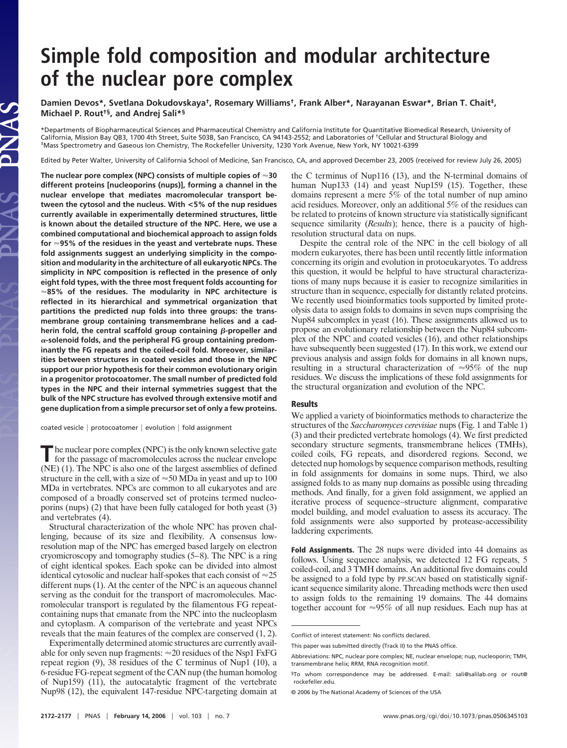# Simple fold composition and modular architecture of the nuclear pore complex

**Damien Devos*, Svetlana Dokudovskaya†, Rosemary Williams†, Frank Alber*, Narayanan Eswar*, Brian T. Chait‡, Michael P. Rout†§, and Andrej Sali*§**

*Departments of Biopharmaceutical Sciences and Pharmaceutical Chemistry and California Institute for Quantitative Biomedical Research, University of California, Mission Bay QB3, 1700 4th Street, Suite 503B, San Francisco, CA 94143-2552; and Laboratories of †Cellular and Structural Biology and ‡Mass Spectrometry and Gaseous Ion Chemistry, The Rockefeller University, 1230 York Avenue, New York, NY 10021-6399

Edited by Peter Walter, University of California School of Medicine, San Francisco, CA, and approved December 23, 2005 (received for review July 26, 2005)

**The nuclear pore complex (NPC) consists of multiple copies of ≈30 different proteins [nucleoporins (nups)], forming a channel in the nuclear envelope that mediates macromolecular transport between the cytosol and the nucleus. With <5% of the nup residues currently available in experimentally determined structures, little is known about the detailed structure of the NPC. Here, we use a combined computational and biochemical approach to assign folds for ≈95% of the residues in the yeast and vertebrate nups. These fold assignments suggest an underlying simplicity in the composition and modularity in the architecture of all eukaryotic NPCs. The simplicity in NPC composition is reflected in the presence of only eight fold types, with the three most frequent folds accounting for ≈85% of the residues. The modularity in NPC architecture is reflected in its hierarchical and symmetrical organization that partitions the predicted nup folds into three groups: the transmembrane group containing transmembrane helices and a cadherin fold, the central scaffold group containing β-propeller and α-solenoid folds, and the peripheral FG group containing predominantly the FG repeats and the coiled-coil fold. Moreover, similarities between structures in coated vesicles and those in the NPC support our prior hypothesis for their common evolutionary origin in a progenitor protocoatomer. The small number of predicted fold types in the NPC and their internal symmetries suggest that the bulk of the NPC structure has evolved through extensive motif and gene duplication from a simple precursor set of only a few proteins.**

coated vesicle | protocoatomer | evolution | fold assignment

The nuclear pore complex (NPC) is the only known selective gate for the passage of macromolecules across the nuclear envelope (NE) (1). The NPC is also one of the largest assemblies of defined structure in the cell, with a size of ≈50 MDa in yeast and up to 100 MDa in vertebrates. NPCs are common to all eukaryotes and are composed of a broadly conserved set of proteins termed nucleoporins (nups) (2) that have been fully cataloged for both yeast (3) and vertebrates (4).

Structural characterization of the whole NPC has proven challenging, because of its size and flexibility. A consensus low-resolution map of the NPC has emerged based largely on electron cryomicroscopy and tomography studies (5–8). The NPC is a ring of eight identical spokes. Each spoke can be divided into almost identical cytosolic and nuclear half-spokes that each consist of ≈25 different nups (1). At the center of the NPC is an aqueous channel serving as the conduit for the transport of macromolecules. Macromolecular transport is regulated by the filamentous FG repeat-containing nups that emanate from the NPC into the nucleoplasm and cytoplasm. A comparison of the vertebrate and yeast NPCs reveals that the main features of the complex are conserved (1, 2).

Experimentally determined atomic structures are currently available for only seven nup fragments: ≈20 residues of the Nsp1 FxFG repeat region (9), 38 residues of the C terminus of Nup1 (10), a 6-residue FG-repeat segment of the CAN nup (the human homolog of Nup159) (11), the autocatalytic fragment of the vertebrate Nup98 (12), the equivalent 147-residue NPC-targeting domain at the C terminus of Nup116 (13), and the N-terminal domains of human Nup133 (14) and yeast Nup159 (15). Together, these domains represent a mere 5% of the total number of nup amino acid residues. Moreover, only an additional 5% of the residues can be related to proteins of known structure via statistically significant sequence similarity (*Results*); hence, there is a paucity of high-resolution structural data on nups.

Despite the central role of the NPC in the cell biology of all modern eukaryotes, there has been until recently little information concerning its origin and evolution in protoeukaryotes. To address this question, it would be helpful to have structural characterizations of many nups because it is easier to recognize similarities in structure than in sequence, especially for distantly related proteins. We recently used bioinformatics tools supported by limited proteolysis data to assign folds to domains in seven nups comprising the Nup84 subcomplex in yeast (16). These assignments allowed us to propose an evolutionary relationship between the Nup84 subcomplex of the NPC and coated vesicles (16), and other relationships have subsequently been suggested (17). In this work, we extend our previous analysis and assign folds for domains in all known nups, resulting in a structural characterization of ≈95% of the nup residues. We discuss the implications of these fold assignments for the structural organization and evolution of the NPC.

## Results

We applied a variety of bioinformatics methods to characterize the structures of the *Saccharomyces cerevisiae* nups (Fig. 1 and Table 1) (3) and their predicted vertebrate homologs (4). We first predicted secondary structure segments, transmembrane helices (TMHs), coiled coils, FG repeats, and disordered regions. Second, we detected nup homologs by sequence comparison methods, resulting in fold assignments for domains in some nups. Third, we also assigned folds to as many nup domains as possible using threading methods. And finally, for a given fold assignment, we applied an iterative process of sequence–structure alignment, comparative model building, and model evaluation to assess its accuracy. The fold assignments were also supported by protease-accessibility laddering experiments.

**Fold Assignments.** The 28 nups were divided into 44 domains as follows. Using sequence analysis, we detected 12 FG repeats, 5 coiled-coil, and 3 TMH domains. An additional five domains could be assigned to a fold type by PP_SCAN based on statistically significant sequence similarity alone. Threading methods were then used to assign folds to the remaining 19 domains. The 44 domains together account for ≈95% of all nup residues. Each nup has at

---

Conflict of interest statement: No conflicts declared.

This paper was submitted directly (Track II) to the PNAS office.

Abbreviations: NPC, nuclear pore complex; NE, nuclear envelope; nup, nucleoporin; TMH, transmembrane helix; RRM, RNA recognition motif.

§To whom correspondence may be addressed. E-mail: sali@salilab.org or rout@rockefeller.edu.

© 2006 by The National Academy of Sciences of the USA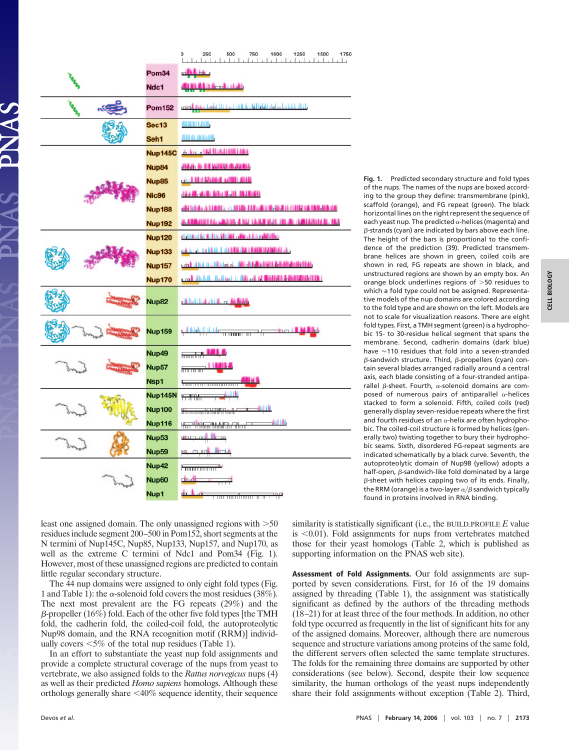Fig. 1. Predicted secondary structure and fold types of the nups. The names of the nups are boxed according to the group they define: transmembrane (pink), scaffold (orange), and FG repeat (green). The black horizontal lines on the right represent the sequence of each yeast nup. The predicted α-helices (magenta) and β-strands (cyan) are indicated by bars above each line. The height of the bars is proportional to the confidence of the prediction (39). Predicted transmembrane helices are shown in green, coiled coils are shown in red, FG repeats are shown in black, and unstructured regions are shown by an empty box. An orange block underlines regions of >50 residues to which a fold type could not be assigned. Representative models of the nup domains are colored according to the fold type and are shown on the left. Models are not to scale for visualization reasons. There are eight fold types. First, a TMH segment (green) is a hydrophobic 15- to 30-residue helical segment that spans the membrane. Second, cadherin domains (dark blue) have ≈110 residues that fold into a seven-stranded β-sandwich structure. Third, β-propellers (cyan) contain several blades arranged radially around a central axis, each blade consisting of a four-stranded antiparallel β-sheet. Fourth, α-solenoid domains are composed of numerous pairs of antiparallel α-helices stacked to form a solenoid. Fifth, coiled coils (red) generally display seven-residue repeats where the first and fourth residues of an α-helix are often hydrophobic. The coiled-coil structure is formed by helices (generally two) twisting together to bury their hydrophobic seams. Sixth, disordered FG-repeat segments are indicated schematically by a black curve. Seventh, the autoproteolytic domain of Nup98 (yellow) adopts a half-open, β-sandwich-like fold dominated by a large β-sheet with helices capping two of its ends. Finally, the RRM (orange) is a two-layer α/β sandwich typically found in proteins involved in RNA binding.

least one assigned domain. The only unassigned regions with >50 residues include segment 200–500 in Pom152, short segments at the N termini of Nup145C, Nup85, Nup133, Nup157, and Nup170, as well as the extreme C termini of Ndc1 and Pom34 (Fig. 1). However, most of these unassigned regions are predicted to contain little regular secondary structure.

The 44 nup domains were assigned to only eight fold types (Fig. 1 and Table 1): the α-solenoid fold covers the most residues (38%). The next most prevalent are the FG repeats (29%) and the β-propeller (16%) fold. Each of the other five fold types [the TMH fold, the cadherin fold, the coiled-coil fold, the autoproteolytic Nup98 domain, and the RNA recognition motif (RRM)] individually covers <5% of the total nup residues (Table 1).

In an effort to substantiate the yeast nup fold assignments and provide a complete structural coverage of the nups from yeast to vertebrate, we also assigned folds to the *Rattus norvegicus* nups (4) as well as their predicted *Homo sapiens* homologs. Although these orthologs generally share <40% sequence identity, their sequence similarity is statistically significant (i.e., the BUILD_PROFILE *E* value is <0.01). Fold assignments for nups from vertebrates matched those for their yeast homologs (Table 2, which is published as supporting information on the PNAS web site).

**Assessment of Fold Assignments.** Our fold assignments are supported by seven considerations. First, for 16 of the 19 domains assigned by threading (Table 1), the assignment was statistically significant as defined by the authors of the threading methods (18–21) for at least three of the four methods. In addition, no other fold type occurred as frequently in the list of significant hits for any of the assigned domains. Moreover, although there are numerous sequence and structure variations among proteins of the same fold, the different servers often selected the same template structures. The folds for the remaining three domains are supported by other considerations (see below). Second, despite their low sequence similarity, the human orthologs of the yeast nups independently share their fold assignments without exception (Table 2). Third,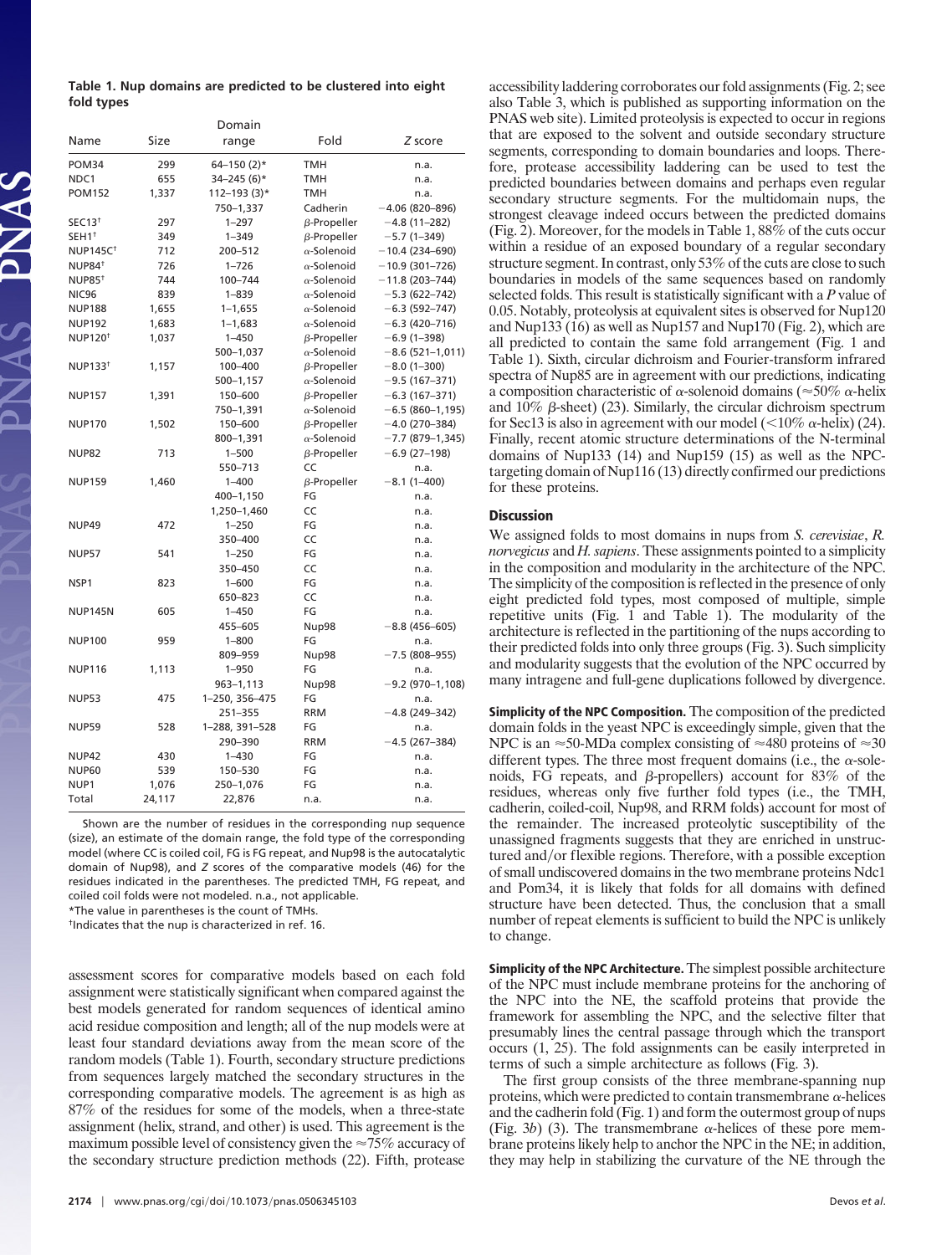**Table 1. Nup domains are predicted to be clustered into eight fold types**

| Name | Size | Domain range | Fold | Z score |
|---|---|---|---|---|
| POM34 | 299 | 64–150 (2)* | TMH | n.a. |
| NDC1 | 655 | 34–245 (6)* | TMH | n.a. |
| POM152 | 1,337 | 112–193 (3)* | TMH | n.a. |
| | | 750–1,337 | Cadherin | −4.06 (820–896) |
| SEC13† | 297 | 1–297 | β-Propeller | −4.8 (11–282) |
| SEH1† | 349 | 1–349 | β-Propeller | −5.7 (1–349) |
| NUP145C† | 712 | 200–512 | α-Solenoid | −10.4 (234–690) |
| NUP84† | 726 | 1–726 | α-Solenoid | −10.9 (301–726) |
| NUP85† | 744 | 100–744 | α-Solenoid | −11.8 (203–744) |
| NIC96 | 839 | 1–839 | α-Solenoid | −5.3 (622–742) |
| NUP188 | 1,655 | 1–1,655 | α-Solenoid | −6.3 (592–747) |
| NUP192 | 1,683 | 1–1,683 | α-Solenoid | −6.3 (420–716) |
| NUP120† | 1,037 | 1–450 | β-Propeller | −6.9 (1–398) |
| | | 500–1,037 | α-Solenoid | −8.6 (521–1,011) |
| NUP133† | 1,157 | 100–400 | β-Propeller | −8.0 (1–300) |
| | | 500–1,157 | α-Solenoid | −9.5 (167–371) |
| NUP157 | 1,391 | 150–600 | β-Propeller | −6.3 (167–371) |
| | | 750–1,391 | α-Solenoid | −6.5 (860–1,195) |
| NUP170 | 1,502 | 150–600 | β-Propeller | −4.0 (270–384) |
| | | 800–1,391 | α-Solenoid | −7.7 (879–1,345) |
| NUP82 | 713 | 1–500 | β-Propeller | −6.9 (27–198) |
| | | 550–713 | CC | n.a. |
| NUP159 | 1,460 | 1–400 | β-Propeller | −8.1 (1–400) |
| | | 400–1,150 | FG | n.a. |
| | | 1,250–1,460 | CC | n.a. |
| NUP49 | 472 | 1–250 | FG | n.a. |
| | | 350–400 | CC | n.a. |
| NUP57 | 541 | 1–250 | FG | n.a. |
| | | 350–450 | CC | n.a. |
| NSP1 | 823 | 1–600 | FG | n.a. |
| | | 650–823 | CC | n.a. |
| NUP145N | 605 | 1–450 | FG | n.a. |
| | | 455–605 | Nup98 | −8.8 (456–605) |
| NUP100 | 959 | 1–800 | FG | n.a. |
| | | 809–959 | Nup98 | −7.5 (808–955) |
| NUP116 | 1,113 | 1–950 | FG | n.a. |
| | | 963–1,113 | Nup98 | −9.2 (970–1,108) |
| NUP53 | 475 | 1–250, 356–475 | FG | n.a. |
| | | 251–355 | RRM | −4.8 (249–342) |
| NUP59 | 528 | 1–288, 391–528 | FG | n.a. |
| | | 290–390 | RRM | −4.5 (267–384) |
| NUP42 | 430 | 1–430 | FG | n.a. |
| NUP60 | 539 | 150–530 | FG | n.a. |
| NUP1 | 1,076 | 250–1,076 | FG | n.a. |
| Total | 24,117 | 22,876 | n.a. | n.a. |

Shown are the number of residues in the corresponding nup sequence (size), an estimate of the domain range, the fold type of the corresponding model (where CC is coiled coil, FG is FG repeat, and Nup98 is the autocatalytic domain of Nup98), and Z scores of the comparative models (46) for the residues indicated in the parentheses. The predicted TMH, FG repeat, and coiled coil folds were not modeled. n.a., not applicable.

*The value in parentheses is the count of TMHs.

†Indicates that the nup is characterized in ref. 16.

assessment scores for comparative models based on each fold assignment were statistically significant when compared against the best models generated for random sequences of identical amino acid residue composition and length; all of the nup models were at least four standard deviations away from the mean score of the random models (Table 1). Fourth, secondary structure predictions from sequences largely matched the secondary structures in the corresponding comparative models. The agreement is as high as 87% of the residues for some of the models, when a three-state assignment (helix, strand, and other) is used. This agreement is the maximum possible level of consistency given the ≈75% accuracy of the secondary structure prediction methods (22). Fifth, protease accessibility laddering corroborates our fold assignments (Fig. 2; see also Table 3, which is published as supporting information on the PNAS web site). Limited proteolysis is expected to occur in regions that are exposed to the solvent and outside secondary structure segments, corresponding to domain boundaries and loops. Therefore, protease accessibility laddering can be used to test the predicted boundaries between domains and perhaps even regular secondary structure segments. For the multidomain nups, the strongest cleavage indeed occurs between the predicted domains (Fig. 2). Moreover, for the models in Table 1, 88% of the cuts occur within a residue of an exposed boundary of a regular secondary structure segment. In contrast, only 53% of the cuts are close to such boundaries in models of the same sequences based on randomly selected folds. This result is statistically significant with a $P$ value of 0.05. Notably, proteolysis at equivalent sites is observed for Nup120 and Nup133 (16) as well as Nup157 and Nup170 (Fig. 2), which are all predicted to contain the same fold arrangement (Fig. 1 and Table 1). Sixth, circular dichroism and Fourier-transform infrared spectra of Nup85 are in agreement with our predictions, indicating a composition characteristic of α-solenoid domains (≈50% α-helix and 10% β-sheet) (23). Similarly, the circular dichroism spectrum for Sec13 is also in agreement with our model (<10% α-helix) (24). Finally, recent atomic structure determinations of the N-terminal domains of Nup133 (14) and Nup159 (15) as well as the NPC-targeting domain of Nup116 (13) directly confirmed our predictions for these proteins.

## Discussion

We assigned folds to most domains in nups from *S. cerevisiae*, *R. norvegicus* and *H. sapiens*. These assignments pointed to a simplicity in the composition and modularity in the architecture of the NPC. The simplicity of the composition is reflected in the presence of only eight predicted fold types, most composed of multiple, simple repetitive units (Fig. 1 and Table 1). The modularity of the architecture is reflected in the partitioning of the nups according to their predicted folds into only three groups (Fig. 3). Such simplicity and modularity suggests that the evolution of the NPC occurred by many intragene and full-gene duplications followed by divergence.

**Simplicity of the NPC Composition.** The composition of the predicted domain folds in the yeast NPC is exceedingly simple, given that the NPC is an ≈50-MDa complex consisting of ≈480 proteins of ≈30 different types. The three most frequent domains (i.e., the α-solenoids, FG repeats, and β-propellers) account for 83% of the residues, whereas only five further fold types (i.e., the TMH, cadherin, coiled-coil, Nup98, and RRM folds) account for most of the remainder. The increased proteolytic susceptibility of the unassigned fragments suggests that they are enriched in unstructured and/or flexible regions. Therefore, with a possible exception of small undiscovered domains in the two membrane proteins Ndc1 and Pom34, it is likely that folds for all domains with defined structure have been detected. Thus, the conclusion that a small number of repeat elements is sufficient to build the NPC is unlikely to change.

**Simplicity of the NPC Architecture.** The simplest possible architecture of the NPC must include membrane proteins for the anchoring of the NPC into the NE, the scaffold proteins that provide the framework for assembling the NPC, and the selective filter that presumably lines the central passage through which the transport occurs (1, 25). The fold assignments can be easily interpreted in terms of such a simple architecture as follows (Fig. 3).

The first group consists of the three membrane-spanning nup proteins, which were predicted to contain transmembrane α-helices and the cadherin fold (Fig. 1) and form the outermost group of nups (Fig. 3*b*) (3). The transmembrane α-helices of these pore membrane proteins likely help to anchor the NPC in the NE; in addition, they may help in stabilizing the curvature of the NE through the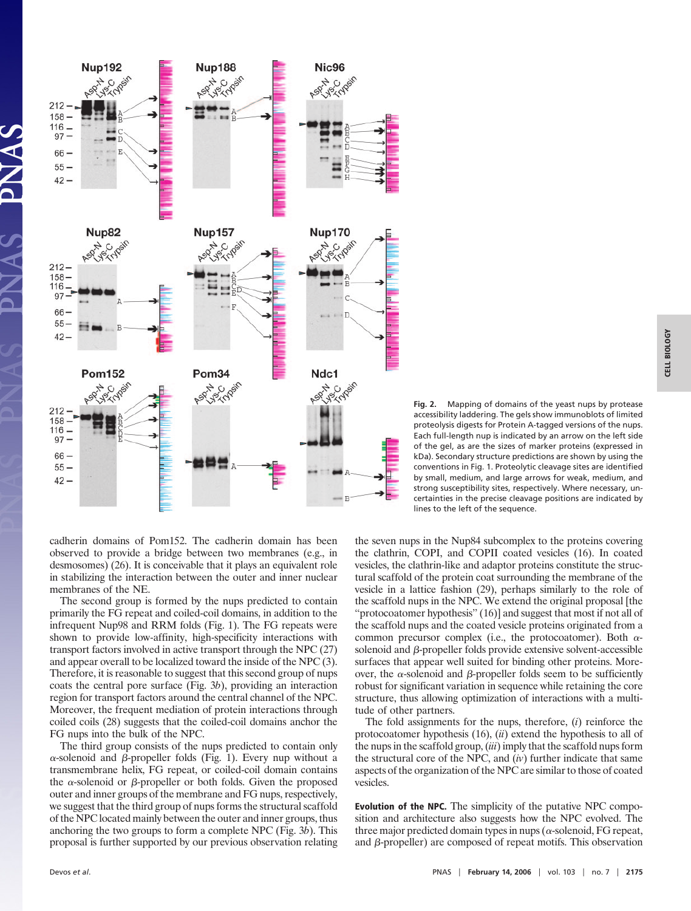**Fig. 2.** Mapping of domains of the yeast nups by protease accessibility laddering. The gels show immunoblots of limited proteolysis digests for Protein A-tagged versions of the nups. Each full-length nup is indicated by an arrow on the left side of the gel, as are the sizes of marker proteins (expressed in kDa). Secondary structure predictions are shown by using the conventions in Fig. 1. Proteolytic cleavage sites are identified by small, medium, and large arrows for weak, medium, and strong susceptibility sites, respectively. Where necessary, uncertainties in the precise cleavage positions are indicated by lines to the left of the sequence.

cadherin domains of Pom152. The cadherin domain has been observed to provide a bridge between two membranes (e.g., in desmosomes) (26). It is conceivable that it plays an equivalent role in stabilizing the interaction between the outer and inner nuclear membranes of the NE.

The second group is formed by the nups predicted to contain primarily the FG repeat and coiled-coil domains, in addition to the infrequent Nup98 and RRM folds (Fig. 1). The FG repeats were shown to provide low-affinity, high-specificity interactions with transport factors involved in active transport through the NPC (27) and appear overall to be localized toward the inside of the NPC (3). Therefore, it is reasonable to suggest that this second group of nups coats the central pore surface (Fig. 3*b*), providing an interaction region for transport factors around the central channel of the NPC. Moreover, the frequent mediation of protein interactions through coiled coils (28) suggests that the coiled-coil domains anchor the FG nups into the bulk of the NPC.

The third group consists of the nups predicted to contain only $\alpha$-solenoid and $\beta$-propeller folds (Fig. 1). Every nup without a transmembrane helix, FG repeat, or coiled-coil domain contains the $\alpha$-solenoid or $\beta$-propeller or both folds. Given the proposed outer and inner groups of the membrane and FG nups, respectively, we suggest that the third group of nups forms the structural scaffold of the NPC located mainly between the outer and inner groups, thus anchoring the two groups to form a complete NPC (Fig. 3*b*). This proposal is further supported by our previous observation relating the seven nups in the Nup84 subcomplex to the proteins covering the clathrin, COPI, and COPII coated vesicles (16). In coated vesicles, the clathrin-like and adaptor proteins constitute the structural scaffold of the protein coat surrounding the membrane of the vesicle in a lattice fashion (29), perhaps similarly to the role of the scaffold nups in the NPC. We extend the original proposal [the "protocoatomer hypothesis" (16)] and suggest that most if not all of the scaffold nups and the coated vesicle proteins originated from a common precursor complex (i.e., the protocoatomer). Both $\alpha$-solenoid and $\beta$-propeller folds provide extensive solvent-accessible surfaces that appear well suited for binding other proteins. Moreover, the $\alpha$-solenoid and $\beta$-propeller folds seem to be sufficiently robust for significant variation in sequence while retaining the core structure, thus allowing optimization of interactions with a multitude of other partners.

The fold assignments for the nups, therefore, (*i*) reinforce the protocoatomer hypothesis (16), (*ii*) extend the hypothesis to all of the nups in the scaffold group, (*iii*) imply that the scaffold nups form the structural core of the NPC, and (*iv*) further indicate that same aspects of the organization of the NPC are similar to those of coated vesicles.

**Evolution of the NPC.** The simplicity of the putative NPC composition and architecture also suggests how the NPC evolved. The three major predicted domain types in nups ($\alpha$-solenoid, FG repeat, and $\beta$-propeller) are composed of repeat motifs. This observation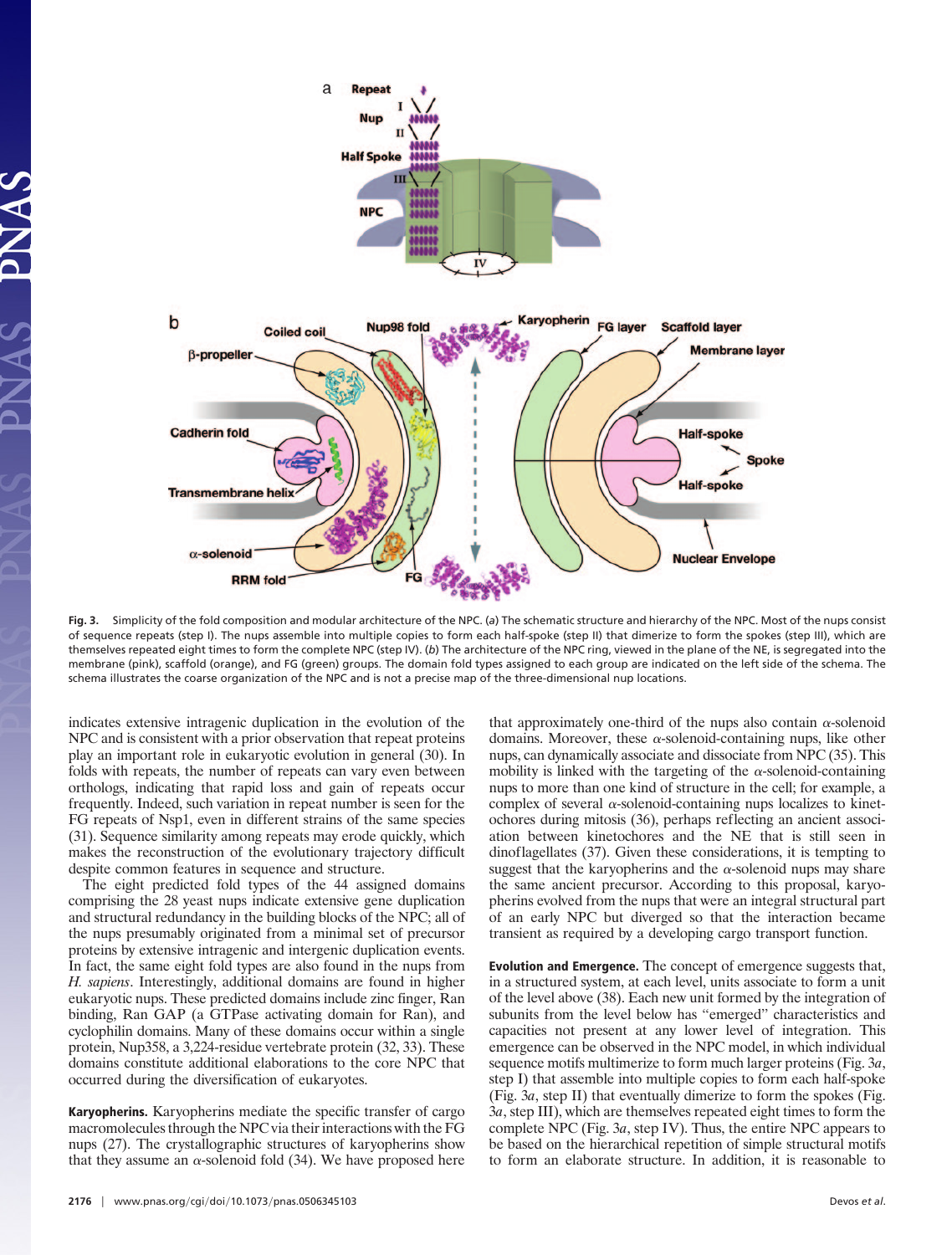Fig. 3. Simplicity of the fold composition and modular architecture of the NPC. (*a*) The schematic structure and hierarchy of the NPC. Most of the nups consist of sequence repeats (step I). The nups assemble into multiple copies to form each half-spoke (step II) that dimerize to form the spokes (step III), which are themselves repeated eight times to form the complete NPC (step IV). (*b*) The architecture of the NPC ring, viewed in the plane of the NE, is segregated into the membrane (pink), scaffold (orange), and FG (green) groups. The domain fold types assigned to each group are indicated on the left side of the schema. The schema illustrates the coarse organization of the NPC and is not a precise map of the three-dimensional nup locations.

indicates extensive intragenic duplication in the evolution of the NPC and is consistent with a prior observation that repeat proteins play an important role in eukaryotic evolution in general (30). In folds with repeats, the number of repeats can vary even between orthologs, indicating that rapid loss and gain of repeats occur frequently. Indeed, such variation in repeat number is seen for the FG repeats of Nsp1, even in different strains of the same species (31). Sequence similarity among repeats may erode quickly, which makes the reconstruction of the evolutionary trajectory difficult despite common features in sequence and structure.

The eight predicted fold types of the 44 assigned domains comprising the 28 yeast nups indicate extensive gene duplication and structural redundancy in the building blocks of the NPC; all of the nups presumably originated from a minimal set of precursor proteins by extensive intragenic and intergenic duplication events. In fact, the same eight fold types are also found in the nups from *H. sapiens*. Interestingly, additional domains are found in higher eukaryotic nups. These predicted domains include zinc finger, Ran binding, Ran GAP (a GTPase activating domain for Ran), and cyclophilin domains. Many of these domains occur within a single protein, Nup358, a 3,224-residue vertebrate protein (32, 33). These domains constitute additional elaborations to the core NPC that occurred during the diversification of eukaryotes.

**Karyopherins.** Karyopherins mediate the specific transfer of cargo macromolecules through the NPC via their interactions with the FG nups (27). The crystallographic structures of karyopherins show that they assume an $\alpha$-solenoid fold (34). We have proposed here that approximately one-third of the nups also contain $\alpha$-solenoid domains. Moreover, these $\alpha$-solenoid-containing nups, like other nups, can dynamically associate and dissociate from NPC (35). This mobility is linked with the targeting of the $\alpha$-solenoid-containing nups to more than one kind of structure in the cell; for example, a complex of several $\alpha$-solenoid-containing nups localizes to kinetochores during mitosis (36), perhaps reflecting an ancient association between kinetochores and the NE that is still seen in dinoflagellates (37). Given these considerations, it is tempting to suggest that the karyopherins and the $\alpha$-solenoid nups may share the same ancient precursor. According to this proposal, karyopherins evolved from the nups that were an integral structural part of an early NPC but diverged so that the interaction became transient as required by a developing cargo transport function.

**Evolution and Emergence.** The concept of emergence suggests that, in a structured system, at each level, units associate to form a unit of the level above (38). Each new unit formed by the integration of subunits from the level below has "emerged" characteristics and capacities not present at any lower level of integration. This emergence can be observed in the NPC model, in which individual sequence motifs multimerize to form much larger proteins (Fig. 3*a*, step I) that assemble into multiple copies to form each half-spoke (Fig. 3*a*, step II) that eventually dimerize to form the spokes (Fig. 3*a*, step III), which are themselves repeated eight times to form the complete NPC (Fig. 3*a*, step IV). Thus, the entire NPC appears to be based on the hierarchical repetition of simple structural motifs to form an elaborate structure. In addition, it is reasonable to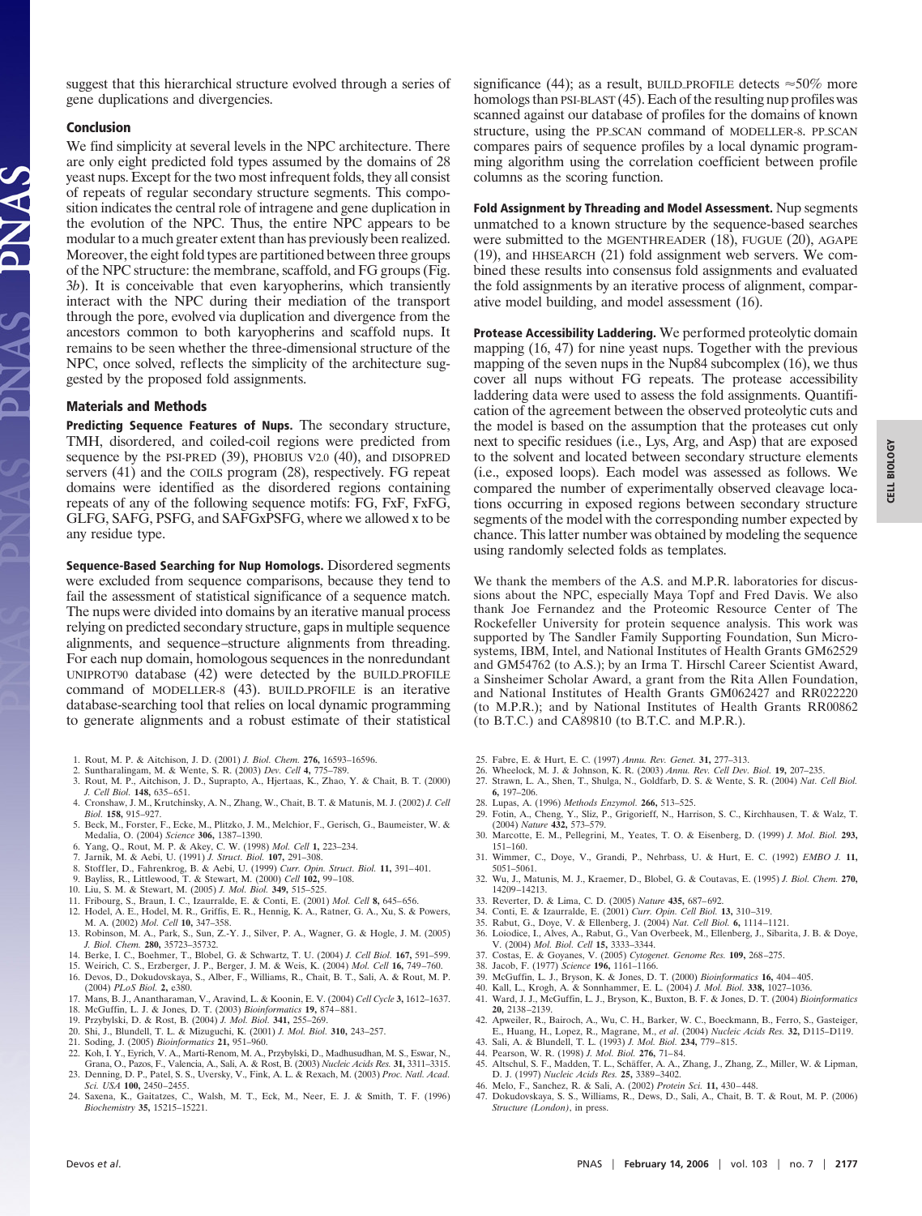suggest that this hierarchical structure evolved through a series of gene duplications and divergencies.

## Conclusion

We find simplicity at several levels in the NPC architecture. There are only eight predicted fold types assumed by the domains of 28 yeast nups. Except for the two most infrequent folds, they all consist of repeats of regular secondary structure segments. This composition indicates the central role of intragene and gene duplication in the evolution of the NPC. Thus, the entire NPC appears to be modular to a much greater extent than has previously been realized. Moreover, the eight fold types are partitioned between three groups of the NPC structure: the membrane, scaffold, and FG groups (Fig. 3*b*). It is conceivable that even karyopherins, which transiently interact with the NPC during their mediation of the transport through the pore, evolved via duplication and divergence from the ancestors common to both karyopherins and scaffold nups. It remains to be seen whether the three-dimensional structure of the NPC, once solved, reflects the simplicity of the architecture suggested by the proposed fold assignments.

## Materials and Methods

**Predicting Sequence Features of Nups.** The secondary structure, TMH, disordered, and coiled-coil regions were predicted from sequence by the PSI-PRED (39), PHOBIUS V2.0 (40), and DISOPRED servers (41) and the COILS program (28), respectively. FG repeat domains were identified as the disordered regions containing repeats of any of the following sequence motifs: FG, FxF, FxFG, GLFG, SAFG, PSFG, and SAFGxPSFG, where we allowed x to be any residue type.

**Sequence-Based Searching for Nup Homologs.** Disordered segments were excluded from sequence comparisons, because they tend to fail the assessment of statistical significance of a sequence match. The nups were divided into domains by an iterative manual process relying on predicted secondary structure, gaps in multiple sequence alignments, and sequence–structure alignments from threading. For each nup domain, homologous sequences in the nonredundant UNIPROT90 database (42) were detected by the BUILD_PROFILE command of MODELLER-8 (43). BUILD_PROFILE is an iterative database-searching tool that relies on local dynamic programming to generate alignments and a robust estimate of their statistical significance (44); as a result, BUILD_PROFILE detects ≈50% more homologs than PSI-BLAST (45). Each of the resulting nup profiles was scanned against our database of profiles for the domains of known structure, using the PP_SCAN command of MODELLER-8. PP_SCAN compares pairs of sequence profiles by a local dynamic programming algorithm using the correlation coefficient between profile columns as the scoring function.

**Fold Assignment by Threading and Model Assessment.** Nup segments unmatched to a known structure by the sequence-based searches were submitted to the MGENTHREADER (18), FUGUE (20), AGAPE (19), and HHSEARCH (21) fold assignment web servers. We combined these results into consensus fold assignments and evaluated the fold assignments by an iterative process of alignment, comparative model building, and model assessment (16).

**Protease Accessibility Laddering.** We performed proteolytic domain mapping (16, 47) for nine yeast nups. Together with the previous mapping of the seven nups in the Nup84 subcomplex (16), we thus cover all nups without FG repeats. The protease accessibility laddering data were used to assess the fold assignments. Quantification of the agreement between the observed proteolytic cuts and the model is based on the assumption that the proteases cut only next to specific residues (i.e., Lys, Arg, and Asp) that are exposed to the solvent and located between secondary structure elements (i.e., exposed loops). Each model was assessed as follows. We compared the number of experimentally observed cleavage locations occurring in exposed regions between secondary structure segments of the model with the corresponding number expected by chance. This latter number was obtained by modeling the sequence using randomly selected folds as templates.

We thank the members of the A.S. and M.P.R. laboratories for discussions about the NPC, especially Maya Topf and Fred Davis. We also thank Joe Fernandez and the Proteomic Resource Center of The Rockefeller University for protein sequence analysis. This work was supported by The Sandler Family Supporting Foundation, Sun Microsystems, IBM, Intel, and National Institutes of Health Grants GM62529 and GM54762 (to A.S.); by an Irma T. Hirschl Career Scientist Award, a Sinsheimer Scholar Award, a grant from the Rita Allen Foundation, and National Institutes of Health Grants GM062427 and RR022220 (to M.P.R.); and by National Institutes of Health Grants RR00862 (to B.T.C.) and CA89810 (to B.T.C. and M.P.R.).

1. Rout, M. P. & Aitchison, J. D. (2001) *J. Biol. Chem.* **276,** 16593–16596.
2. Suntharalingam, M. & Wente, S. R. (2003) *Dev. Cell* **4,** 775–789.
3. Rout, M. P., Aitchison, J. D., Suprapto, A., Hjertaas, K., Zhao, Y. & Chait, B. T. (2000) *J. Cell Biol.* **148,** 635–651.
4. Cronshaw, J. M., Krutchinsky, A. N., Zhang, W., Chait, B. T. & Matunis, M. J. (2002) *J. Cell Biol.* **158,** 915–927.
5. Beck, M., Forster, F., Ecke, M., Plitzko, J. M., Melchior, F., Gerisch, G., Baumeister, W. & Medalia, O. (2004) *Science* **306,** 1387–1390.
6. Yang, Q., Rout, M. P. & Akey, C. W. (1998) *Mol. Cell* **1,** 223–234.
7. Jarnik, M. & Aebi, U. (1991) *J. Struct. Biol.* **107,** 291–308.
8. Stoffler, D., Fahrenkrog, B. & Aebi, U. (1999) *Curr. Opin. Struct. Biol.* **11,** 391–401.
9. Bayliss, R., Littlewood, T. & Stewart, M. (2000) *Cell* **102,** 99–108.
10. Liu, S. M. & Stewart, M. (2005) *J. Mol. Biol.* **349,** 515–525.
11. Fribourg, S., Braun, I. C., Izaurralde, E. & Conti, E. (2001) *Mol. Cell* **8,** 645–656.
12. Hodel, A. E., Hodel, M. R., Griffis, E. R., Hennig, K. A., Ratner, G. A., Xu, S. & Powers, M. A. (2002) *Mol. Cell* **10,** 347–358.
13. Robinson, M. A., Park, S., Sun, Z.-Y. J., Silver, P. A., Wagner, G. & Hogle, J. M. (2005) *J. Biol. Chem.* **280,** 35723–35732.
14. Berke, I. C., Boehmer, T., Blobel, G. & Schwartz, T. U. (2004) *J. Cell Biol.* **167,** 591–599.
15. Weirich, C. S., Erzberger, J. P., Berger, J. M. & Weis, K. (2004) *Mol. Cell* **16,** 749–760.
16. Devos, D., Dokudovskaya, S., Alber, F., Williams, R., Chait, B. T., Sali, A. & Rout, M. P. (2004) *PLoS Biol.* **2,** e380.
17. Mans, B. J., Anantharaman, V., Aravind, L. & Koonin, E. V. (2004) *Cell Cycle* **3,** 1612–1637.
18. McGuffin, L. J. & Jones, D. T. (2003) *Bioinformatics* **19,** 874–881.
19. Przybylski, D. & Rost, B. (2004) *J. Mol. Biol.* **341,** 255–269.
20. Shi, J., Blundell, T. L. & Mizuguchi, K. (2001) *J. Mol. Biol.* **310,** 243–257.
21. Soding, J. (2005) *Bioinformatics* **21,** 951–960.
22. Koh, I. Y., Eyrich, V. A., Marti-Renom, M. A., Przybylski, D., Madhusudhan, M. S., Eswar, N., Grana, O., Pazos, F., Valencia, A., Sali, A. & Rost, B. (2003) *Nucleic Acids Res.* **31,** 3311–3315.
23. Denning, D. P., Patel, S. S., Uversky, V., Fink, A. L. & Rexach, M. (2003) *Proc. Natl. Acad. Sci. USA* **100,** 2450–2455.
24. Saxena, K., Gaitatzes, C., Walsh, M. T., Eck, M., Neer, E. J. & Smith, T. F. (1996) *Biochemistry* **35,** 15215–15221.
25. Fabre, E. & Hurt, E. C. (1997) *Annu. Rev. Genet.* **31,** 277–313.
26. Wheelock, M. J. & Johnson, K. R. (2003) *Annu. Rev. Cell Dev. Biol.* **19,** 207–235.
27. Strawn, L. A., Shen, T., Shulga, N., Goldfarb, D. S. & Wente, S. R. (2004) *Nat. Cell Biol.* **6,** 197–206.
28. Lupas, A. (1996) *Methods Enzymol.* **266,** 513–525.
29. Fotin, A., Cheng, Y., Sliz, P., Grigorieff, N., Harrison, S. C., Kirchhausen, T. & Walz, T. (2004) *Nature* **432,** 573–579.
30. Marcotte, E. M., Pellegrini, M., Yeates, T. O. & Eisenberg, D. (1999) *J. Mol. Biol.* **293,** 151–160.
31. Wimmer, C., Doye, V., Grandi, P., Nehrbass, U. & Hurt, E. C. (1992) *EMBO J.* **11,** 5051–5061.
32. Wu, J., Matunis, M. J., Kraemer, D., Blobel, G. & Coutavas, E. (1995) *J. Biol. Chem.* **270,** 14209–14213.
33. Reverter, D. & Lima, C. D. (2005) *Nature* **435,** 687–692.
34. Conti, E. & Izaurralde, E. (2001) *Curr. Opin. Cell Biol.* **13,** 310–319.
35. Rabut, G., Doye, V. & Ellenberg, J. (2004) *Nat. Cell Biol.* **6,** 1114–1121.
36. Loiodice, I., Alves, A., Rabut, G., Van Overbeek, M., Ellenberg, J., Sibarita, J. B. & Doye, V. (2004) *Mol. Biol. Cell* **15,** 3333–3344.
37. Costas, E. & Goyanes, V. (2005) *Cytogenet. Genome Res.* **109,** 268–275.
38. Jacob, F. (1977) *Science* **196,** 1161–1166.
39. McGuffin, L. J., Bryson, K. & Jones, D. T. (2000) *Bioinformatics* **16,** 404–405.
40. Kall, L., Krogh, A. & Sonnhammer, E. L. (2004) *J. Mol. Biol.* **338,** 1027–1036.
41. Ward, J. J., McGuffin, L. J., Bryson, K., Buxton, B. F. & Jones, D. T. (2004) *Bioinformatics* **20,** 2138–2139.
42. Apweiler, R., Bairoch, A., Wu, C. H., Barker, W. C., Boeckmann, B., Ferro, S., Gasteiger, E., Huang, H., Lopez, R., Magrane, M., *et al.* (2004) *Nucleic Acids Res.* **32,** D115–D119.
43. Sali, A. & Blundell, T. L. (1993) *J. Mol. Biol.* **234,** 779–815.
44. Pearson, W. R. (1998) *J. Mol. Biol.* **276,** 71–84.
45. Altschul, S. F., Madden, T. L., Schäffer, A. A., Zhang, J., Zhang, Z., Miller, W. & Lipman, D. J. (1997) *Nucleic Acids Res.* **25,** 3389–3402.
46. Melo, F., Sanchez, R. & Sali, A. (2002) *Protein Sci.* **11,** 430–448.
47. Dokudovskaya, S., Williams, R., Dews, D., Sali, A., Chait, B. T. & Rout, M. P. (2006) *Structure (London)*, in press.